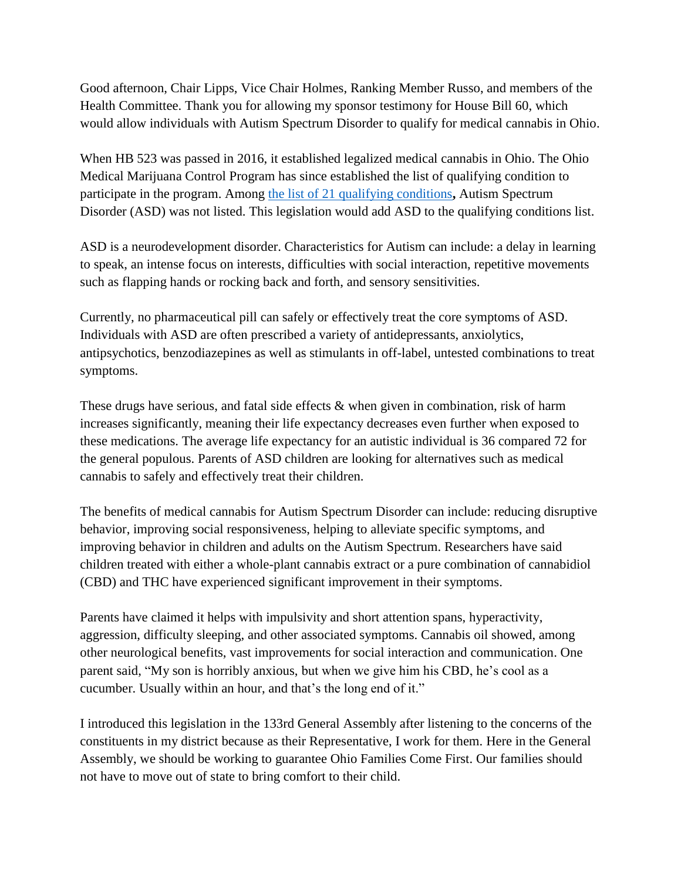Good afternoon, Chair Lipps, Vice Chair Holmes, Ranking Member Russo, and members of the Health Committee. Thank you for allowing my sponsor testimony for House Bill 60, which would allow individuals with Autism Spectrum Disorder to qualify for medical cannabis in Ohio.

When HB 523 was passed in 2016, it established legalized medical cannabis in Ohio. The Ohio Medical Marijuana Control Program has since established the list of qualifying condition to participate in the program. Among [the list of 21 qualifying conditions](), Autism Spectrum Disorder (ASD) was not listed. This legislation would add ASD to the qualifying conditions list.

ASD is a neurodevelopment disorder. Characteristics for Autism can include: a delay in learning to speak, an intense focus on interests, difficulties with social interaction, repetitive movements such as flapping hands or rocking back and forth, and sensory sensitivities.

Currently, no pharmaceutical pill can safely or effectively treat the core symptoms of ASD. Individuals with ASD are often prescribed a variety of antidepressants, anxiolytics, antipsychotics, benzodiazepines as well as stimulants in off-label, untested combinations to treat symptoms.

These drugs have serious, and fatal side effects & when given in combination, risk of harm increases significantly, meaning their life expectancy decreases even further when exposed to these medications. The average life expectancy for an autistic individual is 36 compared 72 for the general populous. Parents of ASD children are looking for alternatives such as medical cannabis to safely and effectively treat their children.

The benefits of medical cannabis for Autism Spectrum Disorder can include: reducing disruptive behavior, improving social responsiveness, helping to alleviate specific symptoms, and improving behavior in children and adults on the Autism Spectrum. Researchers have said children treated with either a whole-plant cannabis extract or a pure combination of cannabidiol (CBD) and THC have experienced significant improvement in their symptoms.

Parents have claimed it helps with impulsivity and short attention spans, hyperactivity, aggression, difficulty sleeping, and other associated symptoms. Cannabis oil showed, among other neurological benefits, vast improvements for social interaction and communication. One parent said, "My son is horribly anxious, but when we give him his CBD, he's cool as a cucumber. Usually within an hour, and that's the long end of it."

I introduced this legislation in the 133rd General Assembly after listening to the concerns of the constituents in my district because as their Representative, I work for them. Here in the General Assembly, we should be working to guarantee Ohio Families Come First. Our families should not have to move out of state to bring comfort to their child.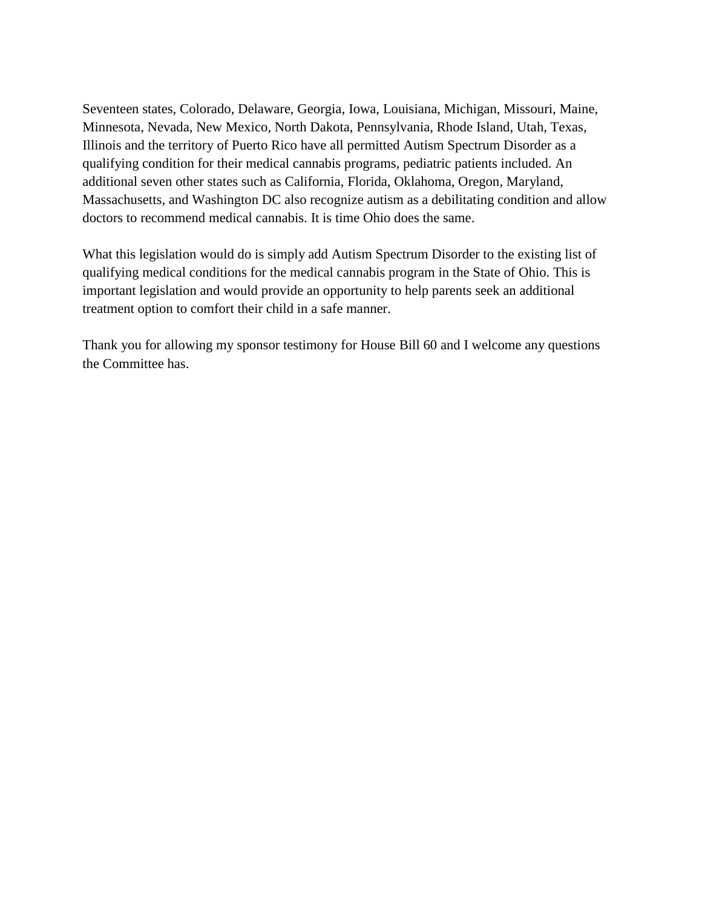Seventeen states, Colorado, Delaware, Georgia, Iowa, Louisiana, Michigan, Missouri, Maine, Minnesota, Nevada, New Mexico, North Dakota, Pennsylvania, Rhode Island, Utah, Texas, Illinois and the territory of Puerto Rico have all permitted Autism Spectrum Disorder as a qualifying condition for their medical cannabis programs, pediatric patients included. An additional seven other states such as California, Florida, Oklahoma, Oregon, Maryland, Massachusetts, and Washington DC also recognize autism as a debilitating condition and allow doctors to recommend medical cannabis. It is time Ohio does the same.

What this legislation would do is simply add Autism Spectrum Disorder to the existing list of qualifying medical conditions for the medical cannabis program in the State of Ohio. This is important legislation and would provide an opportunity to help parents seek an additional treatment option to comfort their child in a safe manner.

Thank you for allowing my sponsor testimony for House Bill 60 and I welcome any questions the Committee has.